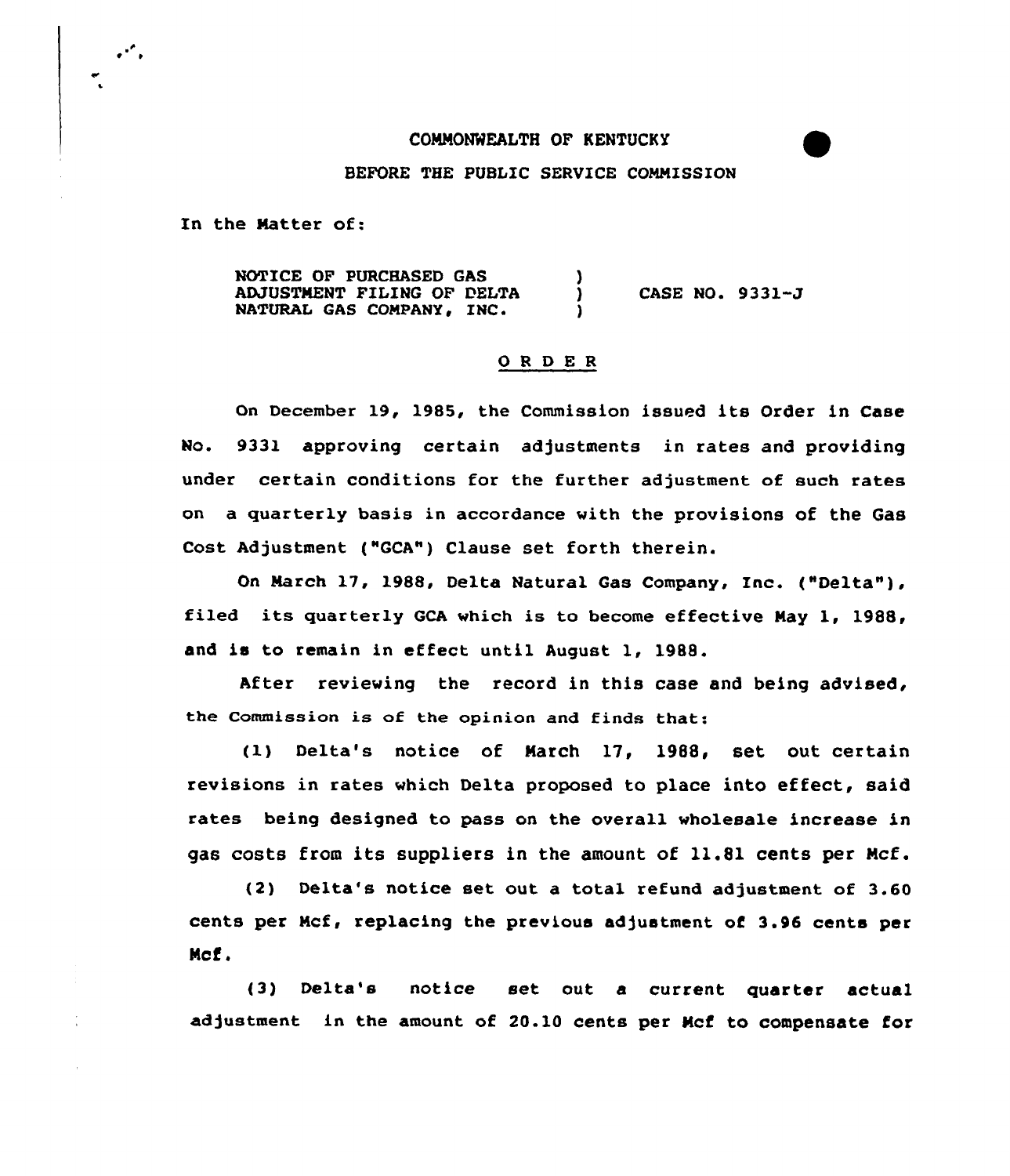COMMONWEALTH OF KENTUCKY

BEFORE THE PUBLIC SERVICE COMMISSION

In the Matter of:

| | | |
|---|---|---|
| NOTICE OF PURCHASED GAS ADJUSTMENT FILING OF DELTA NATURAL GAS COMPANY, INC. | ) ) ) | CASE NO. 9331-J |

## O R D E R

On December 19, 1985, the Commission issued its Order in Case No. 9331 approving certain adjustments in rates and providing under certain conditions for the further adjustment of such rates on a quarterly basis in accordance with the provisions of the Gas Cost Adjustment ("GCA") Clause set forth therein.

On March 17, 1988, Delta Natural Gas Company, Inc. ("Delta"), filed its quarterly GCA which is to become effective May 1, 1988, and is to remain in effect until August 1, 1988.

After reviewing the record in this case and being advised, the Commission is of the opinion and finds that:

(1) Delta's notice of March 17, 1988, set out certain revisions in rates which Delta proposed to place into effect, said rates being designed to pass on the overall wholesale increase in gas costs from its suppliers in the amount of 11.81 cents per Mcf.

(2) Delta's notice set out a total refund adjustment of 3.60 cents per Mcf, replacing the previous adjustment of 3.96 cents per Mcf.

(3) Delta's notice set out a current quarter actual adjustment in the amount of 20.10 cents per Mcf to compensate for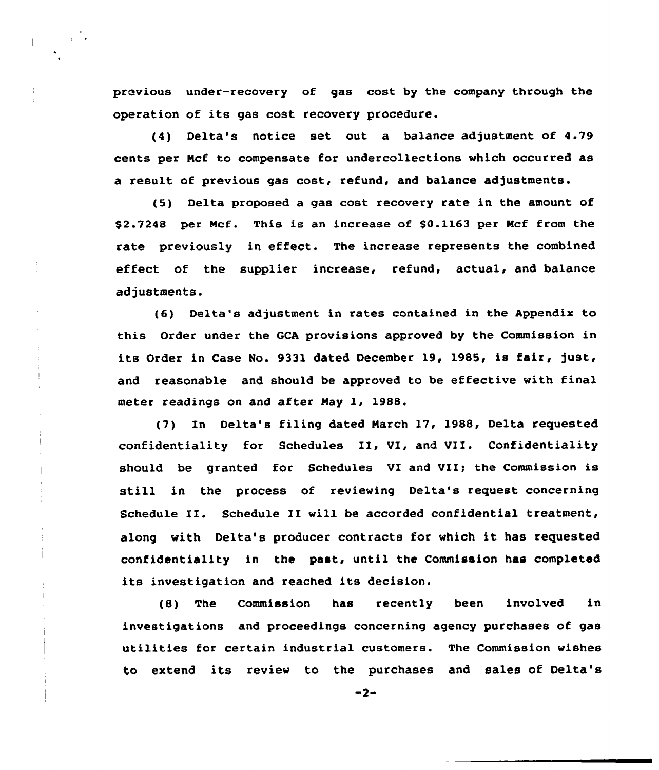previous under-recovery of gas cost by the company through the operation of its gas cost recovery procedure.

(4) Delta's notice set out a balance adjustment of 4.79 cents per Mcf to compensate for undercollections which occurred as a result of previous gas cost, refund, and balance adjustments.

(5) Delta proposed a gas cost recovery rate in the amount of $2.7248 per Mcf. This is an increase of $0.1163 per Mcf from the rate previously in effect. The increase represents the combined effect of the supplier increase, refund, actual, and balance adjustments.

(6) Delta's adjustment in rates contained in the Appendix to this Order under the GCA provisions approved by the Commission in its Order in Case No. 9331 dated December 19, 1985, is fair, just, and reasonable and should be approved to be effective with final meter readings on and after May 1, 1988.

(7) In Delta's filing dated March 17, 1988, Delta requested confidentiality for Schedules II, VI, and VII. Confidentiality should be granted for Schedules VI and VII; the Commission is still in the process of reviewing Delta's request concerning Schedule II. Schedule II will be accorded confidential treatment, along with Delta's producer contracts for which it has requested confidentiality in the past, until the Commission has completed its investigation and reached its decision.

(8) The Commission has recently been involved in investigations and proceedings concerning agency purchases of gas utilities for certain industrial customers. The Commission wishes to extend its review to the purchases and sales of Delta's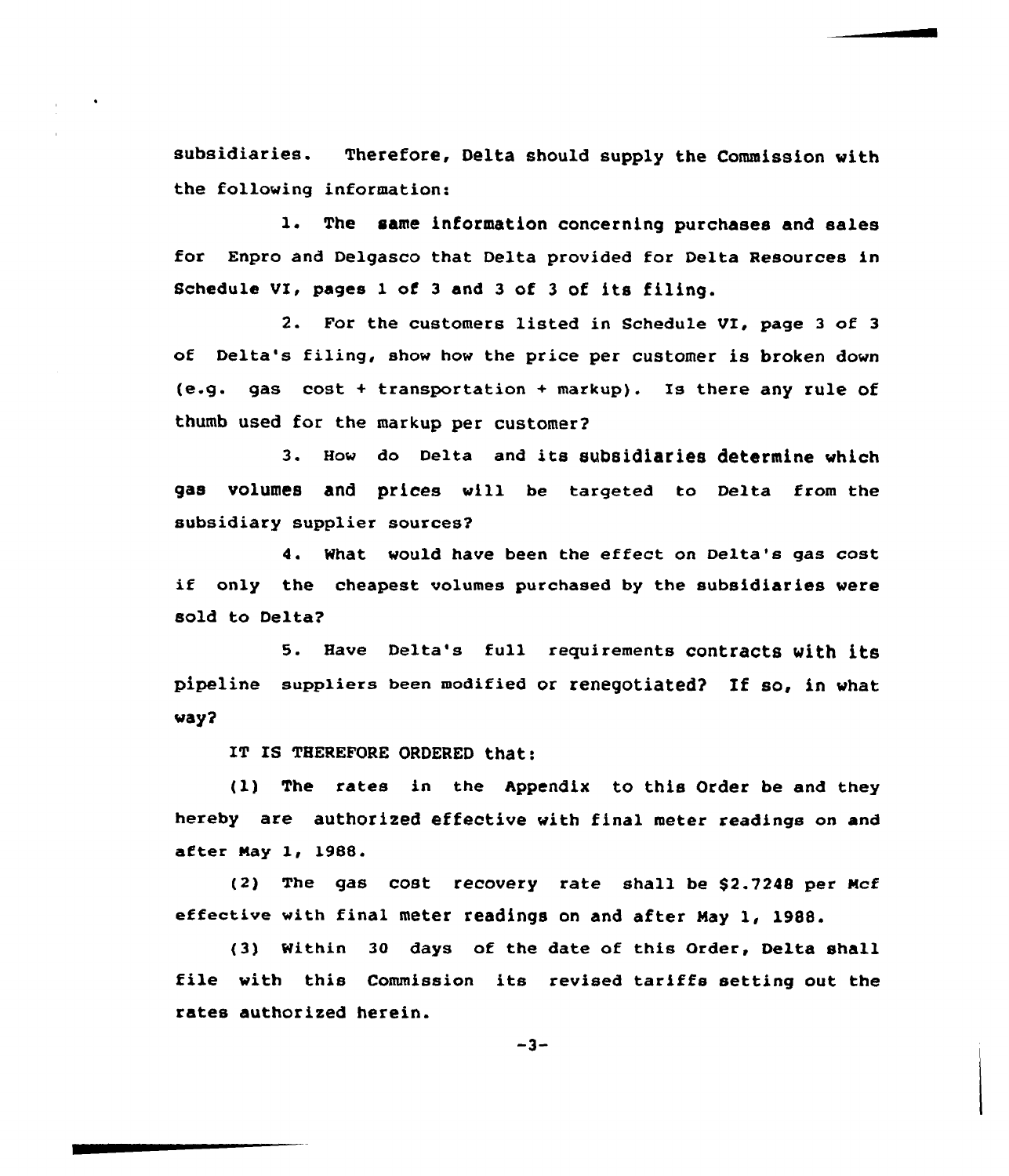subsidiaries. Therefore, Delta should supply the Commission with the following information:

1. The same information concerning purchases and sales for Enpro and Delgasco that Delta provided for Delta Resources in Schedule VI, pages 1 of 3 and 3 of 3 of its filing.

2. For the customers listed in Schedule VI, page 3 of 3 of Delta's filing, show how the price per customer is broken down (e.g. gas cost + transportation + markup). Is there any rule of thumb used for the markup per customer?

3. How do Delta and its subsidiaries determine which gas volumes and prices will be targeted to Delta from the subsidiary supplier sources?

4. What would have been the effect on Delta's gas cost if only the cheapest volumes purchased by the subsidiaries were sold to Delta?

5. Have Delta's full requirements contracts with its pipeline suppliers been modified or renegotiated? If so, in what way?

IT IS THEREFORE ORDERED that:

(1) The rates in the Appendix to this Order be and they hereby are authorized effective with final meter readings on and after May 1, 1988.

(2) The gas cost recovery rate shall be $2.7248 per Mcf effective with final meter readings on and after May 1, 1988.

(3) Within 30 days of the date of this Order, Delta shall file with this Commission its revised tariffs setting out the rates authorized herein.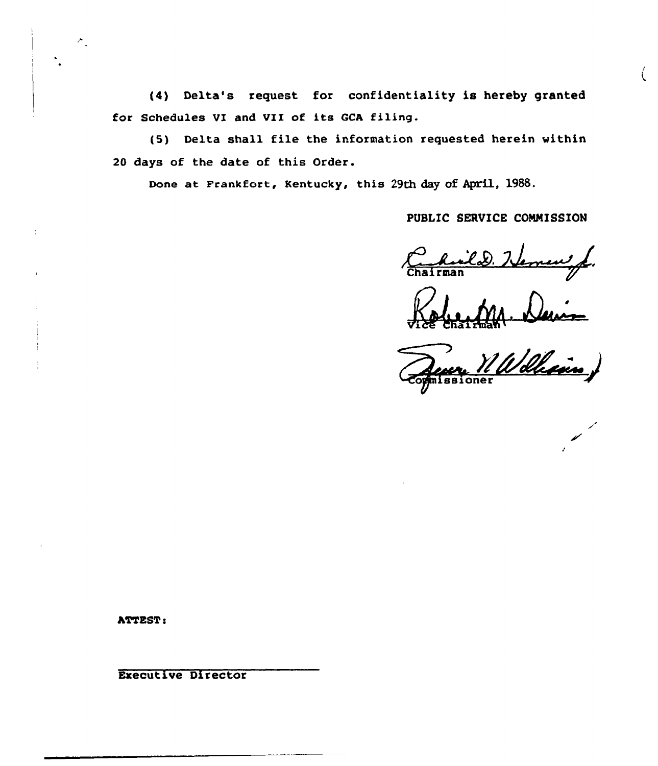(4) Delta's request for confidentiality is hereby granted for Schedules VI and VII of its GCA filing.

(5) Delta shall file the information requested herein within 20 days of the date of this Order.

Done at Frankfort, Kentucky, this 29th day of April, 1988.

PUBLIC SERVICE COMMISSION

Chairman

Vice Chairman

Commissioner

ATTEST:

Executive Director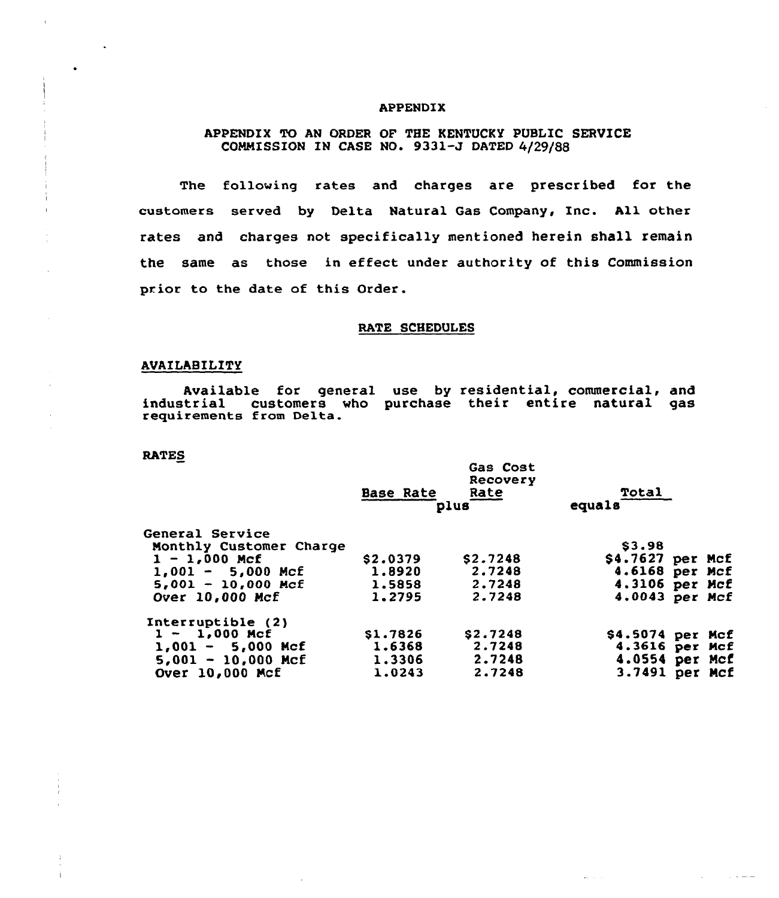# APPENDIX

APPENDIX TO AN ORDER OF THE KENTUCKY PUBLIC SERVICE COMMISSION IN CASE NO. 9331-J DATED 4/29/88

The following rates and charges are prescribed for the customers served by Delta Natural Gas Company, Inc. All other rates and charges not specifically mentioned herein shall remain the same as those in effect under authority of this Commission prior to the date of this Order.

## RATE SCHEDULES

### AVAILABILITY

Available for general use by residential, commercial, and industrial customers who purchase their entire natural gas requirements from Delta.

### RATES

| | Base Rate | Gas Cost Recovery Rate | Total |
|---|---|---|---|
| | plus | | equals |
| General Service | | | |
| Monthly Customer Charge | | | $3.98 |
| 1 - 1,000 Mcf | $2.0379 | $2.7248 | $4.7627 per Mcf |
| 1,001 - 5,000 Mcf | 1.8920 | 2.7248 | 4.6168 per Mcf |
| 5,001 - 10,000 Mcf | 1.5858 | 2.7248 | 4.3106 per Mcf |
| Over 10,000 Mcf | 1.2795 | 2.7248 | 4.0043 per Mcf |
| Interruptible (2) | | | |
| 1 - 1,000 Mcf | $1.7826 | $2.7248 | $4.5074 per Mcf |
| 1,001 - 5,000 Mcf | 1.6368 | 2.7248 | 4.3616 per Mcf |
| 5,001 - 10,000 Mcf | 1.3306 | 2.7248 | 4.0554 per Mcf |
| Over 10,000 Mcf | 1.0243 | 2.7248 | 3.7491 per Mcf |